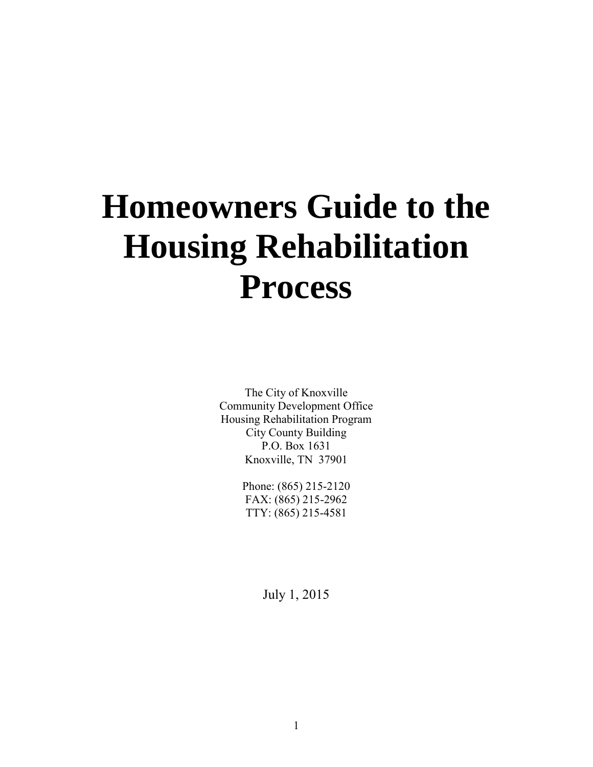# Homeowners Guide to the Housing Rehabilitation Process

The City of Knoxville
Community Development Office
Housing Rehabilitation Program
City County Building
P.O. Box 1631
Knoxville, TN 37901

Phone: (865) 215-2120
FAX: (865) 215-2962
TTY: (865) 215-4581

July 1, 2015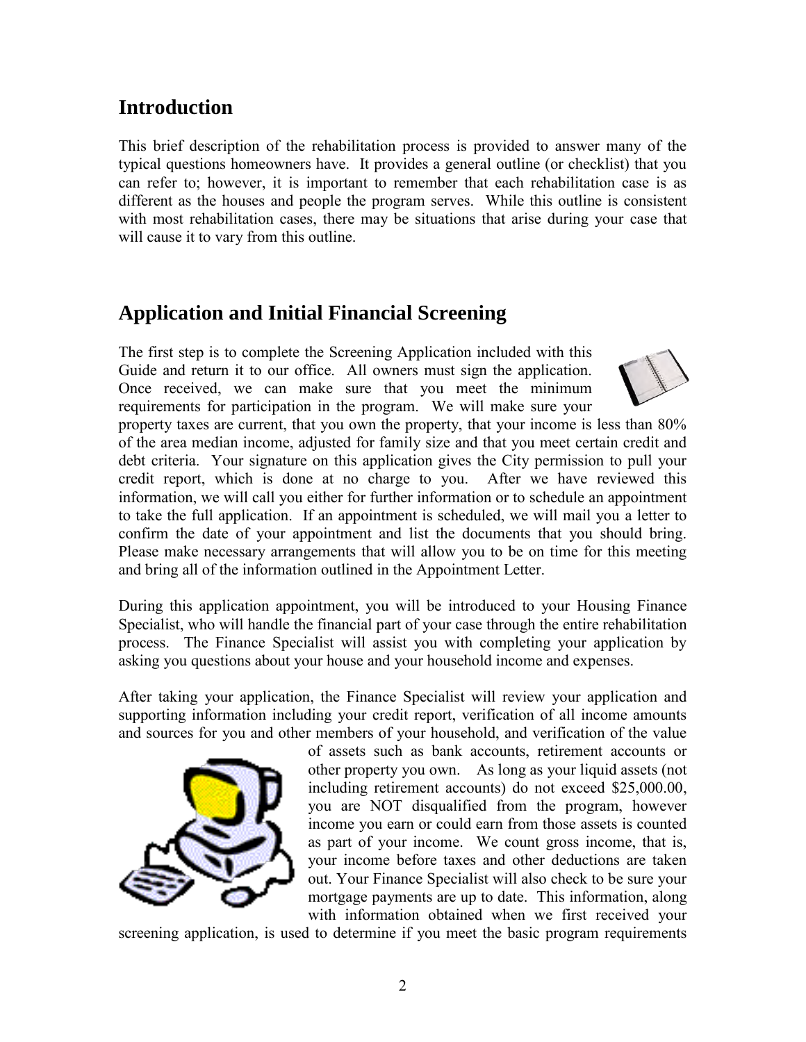## Introduction

This brief description of the rehabilitation process is provided to answer many of the typical questions homeowners have. It provides a general outline (or checklist) that you can refer to; however, it is important to remember that each rehabilitation case is as different as the houses and people the program serves. While this outline is consistent with most rehabilitation cases, there may be situations that arise during your case that will cause it to vary from this outline.

## Application and Initial Financial Screening

The first step is to complete the Screening Application included with this Guide and return it to our office. All owners must sign the application. Once received, we can make sure that you meet the minimum requirements for participation in the program. We will make sure your property taxes are current, that you own the property, that your income is less than 80% of the area median income, adjusted for family size and that you meet certain credit and debt criteria. Your signature on this application gives the City permission to pull your credit report, which is done at no charge to you. After we have reviewed this information, we will call you either for further information or to schedule an appointment to take the full application. If an appointment is scheduled, we will mail you a letter to confirm the date of your appointment and list the documents that you should bring. Please make necessary arrangements that will allow you to be on time for this meeting and bring all of the information outlined in the Appointment Letter.

During this application appointment, you will be introduced to your Housing Finance Specialist, who will handle the financial part of your case through the entire rehabilitation process. The Finance Specialist will assist you with completing your application by asking you questions about your house and your household income and expenses.

After taking your application, the Finance Specialist will review your application and supporting information including your credit report, verification of all income amounts and sources for you and other members of your household, and verification of the value of assets such as bank accounts, retirement accounts or other property you own. As long as your liquid assets (not including retirement accounts) do not exceed $25,000.00, you are NOT disqualified from the program, however income you earn or could earn from those assets is counted as part of your income. We count gross income, that is, your income before taxes and other deductions are taken out. Your Finance Specialist will also check to be sure your mortgage payments are up to date. This information, along with information obtained when we first received your screening application, is used to determine if you meet the basic program requirements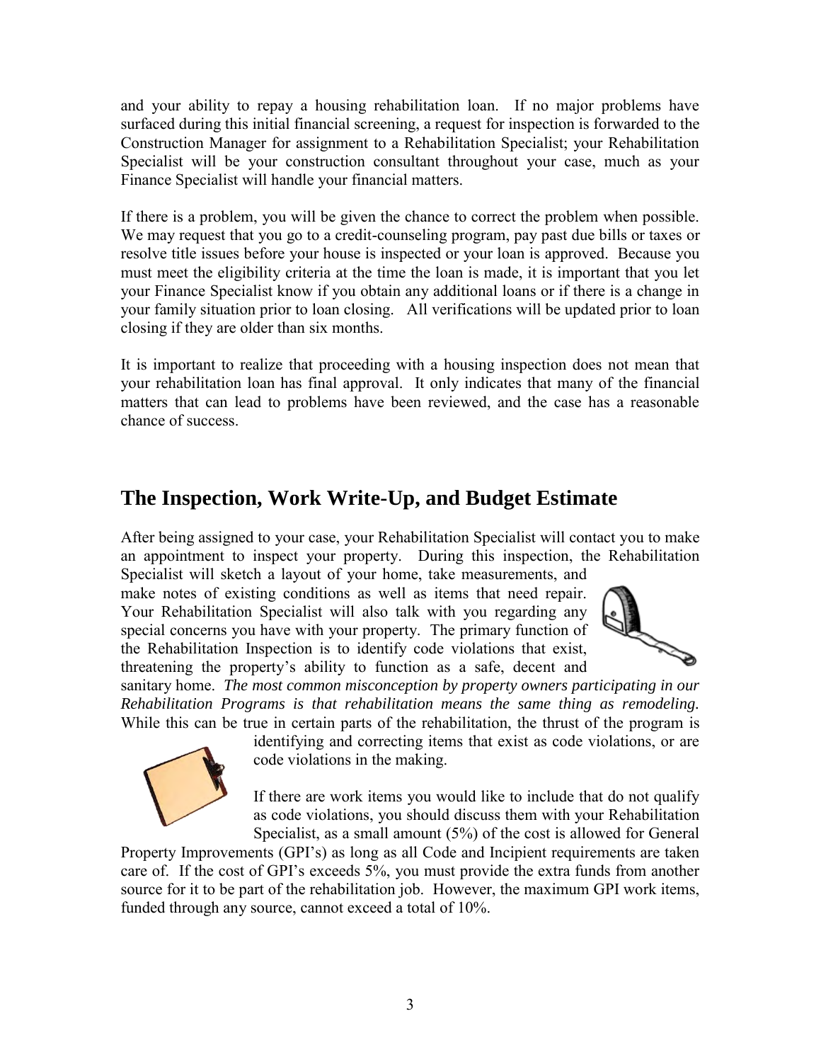and your ability to repay a housing rehabilitation loan. If no major problems have surfaced during this initial financial screening, a request for inspection is forwarded to the Construction Manager for assignment to a Rehabilitation Specialist; your Rehabilitation Specialist will be your construction consultant throughout your case, much as your Finance Specialist will handle your financial matters.

If there is a problem, you will be given the chance to correct the problem when possible. We may request that you go to a credit-counseling program, pay past due bills or taxes or resolve title issues before your house is inspected or your loan is approved. Because you must meet the eligibility criteria at the time the loan is made, it is important that you let your Finance Specialist know if you obtain any additional loans or if there is a change in your family situation prior to loan closing. All verifications will be updated prior to loan closing if they are older than six months.

It is important to realize that proceeding with a housing inspection does not mean that your rehabilitation loan has final approval. It only indicates that many of the financial matters that can lead to problems have been reviewed, and the case has a reasonable chance of success.

## The Inspection, Work Write-Up, and Budget Estimate

After being assigned to your case, your Rehabilitation Specialist will contact you to make an appointment to inspect your property. During this inspection, the Rehabilitation Specialist will sketch a layout of your home, take measurements, and make notes of existing conditions as well as items that need repair. Your Rehabilitation Specialist will also talk with you regarding any special concerns you have with your property. The primary function of the Rehabilitation Inspection is to identify code violations that exist, threatening the property's ability to function as a safe, decent and sanitary home. *The most common misconception by property owners participating in our Rehabilitation Programs is that rehabilitation means the same thing as remodeling.* While this can be true in certain parts of the rehabilitation, the thrust of the program is identifying and correcting items that exist as code violations, or are code violations in the making.

If there are work items you would like to include that do not qualify as code violations, you should discuss them with your Rehabilitation Specialist, as a small amount (5%) of the cost is allowed for General Property Improvements (GPI's) as long as all Code and Incipient requirements are taken care of. If the cost of GPI's exceeds 5%, you must provide the extra funds from another source for it to be part of the rehabilitation job. However, the maximum GPI work items, funded through any source, cannot exceed a total of 10%.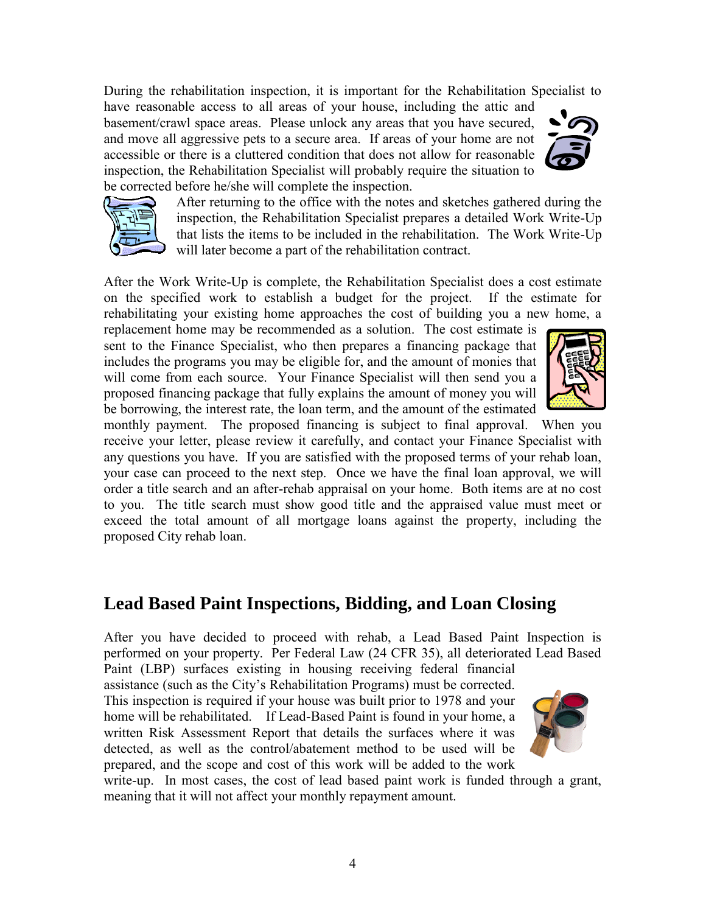During the rehabilitation inspection, it is important for the Rehabilitation Specialist to have reasonable access to all areas of your house, including the attic and basement/crawl space areas. Please unlock any areas that you have secured, and move all aggressive pets to a secure area. If areas of your home are not accessible or there is a cluttered condition that does not allow for reasonable inspection, the Rehabilitation Specialist will probably require the situation to be corrected before he/she will complete the inspection.

After returning to the office with the notes and sketches gathered during the inspection, the Rehabilitation Specialist prepares a detailed Work Write-Up that lists the items to be included in the rehabilitation. The Work Write-Up will later become a part of the rehabilitation contract.

After the Work Write-Up is complete, the Rehabilitation Specialist does a cost estimate on the specified work to establish a budget for the project. If the estimate for rehabilitating your existing home approaches the cost of building you a new home, a replacement home may be recommended as a solution. The cost estimate is sent to the Finance Specialist, who then prepares a financing package that includes the programs you may be eligible for, and the amount of monies that will come from each source. Your Finance Specialist will then send you a proposed financing package that fully explains the amount of money you will be borrowing, the interest rate, the loan term, and the amount of the estimated monthly payment. The proposed financing is subject to final approval. When you receive your letter, please review it carefully, and contact your Finance Specialist with any questions you have. If you are satisfied with the proposed terms of your rehab loan, your case can proceed to the next step. Once we have the final loan approval, we will order a title search and an after-rehab appraisal on your home. Both items are at no cost to you. The title search must show good title and the appraised value must meet or exceed the total amount of all mortgage loans against the property, including the proposed City rehab loan.

## Lead Based Paint Inspections, Bidding, and Loan Closing

After you have decided to proceed with rehab, a Lead Based Paint Inspection is performed on your property. Per Federal Law (24 CFR 35), all deteriorated Lead Based Paint (LBP) surfaces existing in housing receiving federal financial assistance (such as the City's Rehabilitation Programs) must be corrected. This inspection is required if your house was built prior to 1978 and your home will be rehabilitated. If Lead-Based Paint is found in your home, a written Risk Assessment Report that details the surfaces where it was detected, as well as the control/abatement method to be used will be prepared, and the scope and cost of this work will be added to the work write-up. In most cases, the cost of lead based paint work is funded through a grant, meaning that it will not affect your monthly repayment amount.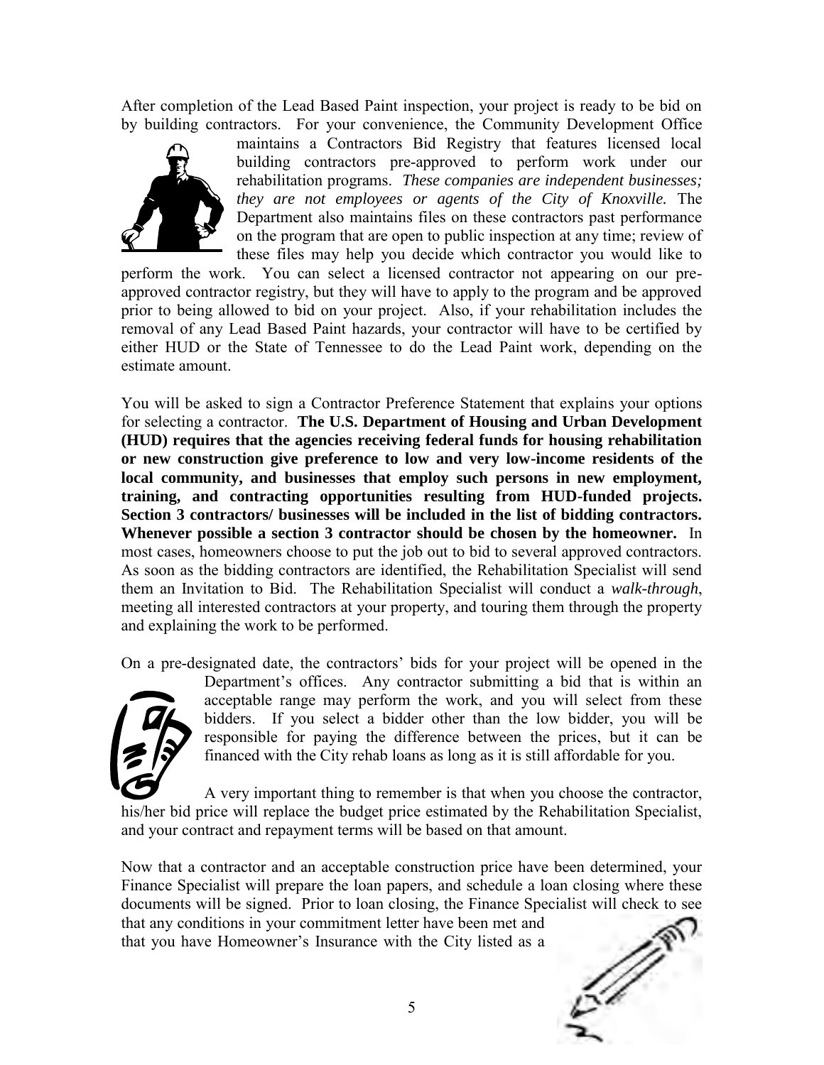After completion of the Lead Based Paint inspection, your project is ready to be bid on by building contractors. For your convenience, the Community Development Office maintains a Contractors Bid Registry that features licensed local building contractors pre-approved to perform work under our rehabilitation programs. *These companies are independent businesses; they are not employees or agents of the City of Knoxville.* The Department also maintains files on these contractors past performance on the program that are open to public inspection at any time; review of these files may help you decide which contractor you would like to perform the work. You can select a licensed contractor not appearing on our pre-approved contractor registry, but they will have to apply to the program and be approved prior to being allowed to bid on your project. Also, if your rehabilitation includes the removal of any Lead Based Paint hazards, your contractor will have to be certified by either HUD or the State of Tennessee to do the Lead Paint work, depending on the estimate amount.

You will be asked to sign a Contractor Preference Statement that explains your options for selecting a contractor. **The U.S. Department of Housing and Urban Development (HUD) requires that the agencies receiving federal funds for housing rehabilitation or new construction give preference to low and very low-income residents of the local community, and businesses that employ such persons in new employment, training, and contracting opportunities resulting from HUD-funded projects. Section 3 contractors/ businesses will be included in the list of bidding contractors. Whenever possible a section 3 contractor should be chosen by the homeowner.** In most cases, homeowners choose to put the job out to bid to several approved contractors. As soon as the bidding contractors are identified, the Rehabilitation Specialist will send them an Invitation to Bid. The Rehabilitation Specialist will conduct a *walk-through*, meeting all interested contractors at your property, and touring them through the property and explaining the work to be performed.

On a pre-designated date, the contractors' bids for your project will be opened in the Department's offices. Any contractor submitting a bid that is within an acceptable range may perform the work, and you will select from these bidders. If you select a bidder other than the low bidder, you will be responsible for paying the difference between the prices, but it can be financed with the City rehab loans as long as it is still affordable for you.

A very important thing to remember is that when you choose the contractor, his/her bid price will replace the budget price estimated by the Rehabilitation Specialist, and your contract and repayment terms will be based on that amount.

Now that a contractor and an acceptable construction price have been determined, your Finance Specialist will prepare the loan papers, and schedule a loan closing where these documents will be signed. Prior to loan closing, the Finance Specialist will check to see that any conditions in your commitment letter have been met and that you have Homeowner's Insurance with the City listed as a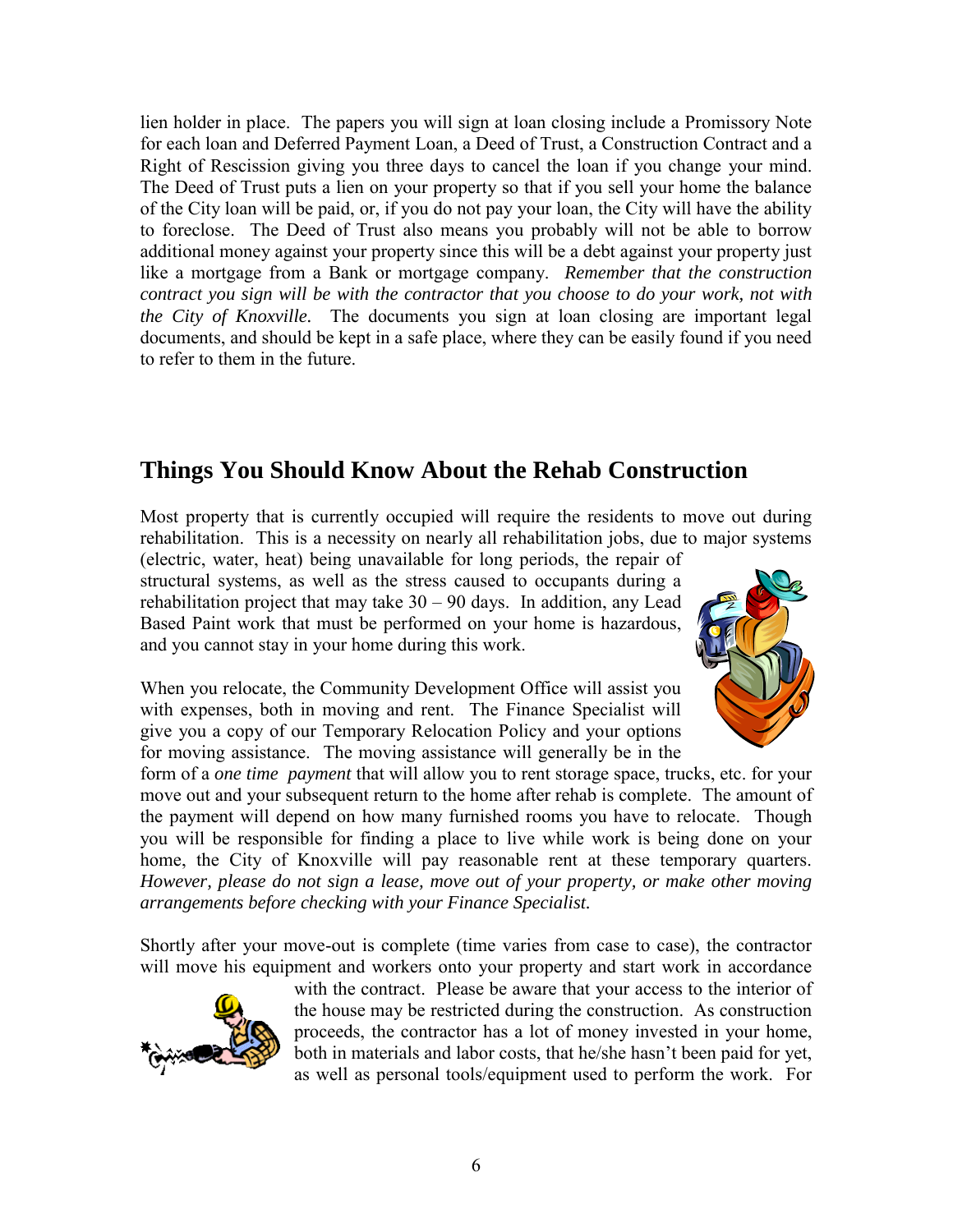lien holder in place. The papers you will sign at loan closing include a Promissory Note for each loan and Deferred Payment Loan, a Deed of Trust, a Construction Contract and a Right of Rescission giving you three days to cancel the loan if you change your mind. The Deed of Trust puts a lien on your property so that if you sell your home the balance of the City loan will be paid, or, if you do not pay your loan, the City will have the ability to foreclose. The Deed of Trust also means you probably will not be able to borrow additional money against your property since this will be a debt against your property just like a mortgage from a Bank or mortgage company. *Remember that the construction contract you sign will be with the contractor that you choose to do your work, not with the City of Knoxville.* The documents you sign at loan closing are important legal documents, and should be kept in a safe place, where they can be easily found if you need to refer to them in the future.

## Things You Should Know About the Rehab Construction

Most property that is currently occupied will require the residents to move out during rehabilitation. This is a necessity on nearly all rehabilitation jobs, due to major systems (electric, water, heat) being unavailable for long periods, the repair of structural systems, as well as the stress caused to occupants during a rehabilitation project that may take 30 – 90 days. In addition, any Lead Based Paint work that must be performed on your home is hazardous, and you cannot stay in your home during this work.

When you relocate, the Community Development Office will assist you with expenses, both in moving and rent. The Finance Specialist will give you a copy of our Temporary Relocation Policy and your options for moving assistance. The moving assistance will generally be in the form of a *one time payment* that will allow you to rent storage space, trucks, etc. for your move out and your subsequent return to the home after rehab is complete. The amount of the payment will depend on how many furnished rooms you have to relocate. Though you will be responsible for finding a place to live while work is being done on your home, the City of Knoxville will pay reasonable rent at these temporary quarters. *However, please do not sign a lease, move out of your property, or make other moving arrangements before checking with your Finance Specialist.*

Shortly after your move-out is complete (time varies from case to case), the contractor will move his equipment and workers onto your property and start work in accordance with the contract. Please be aware that your access to the interior of the house may be restricted during the construction. As construction proceeds, the contractor has a lot of money invested in your home, both in materials and labor costs, that he/she hasn't been paid for yet, as well as personal tools/equipment used to perform the work. For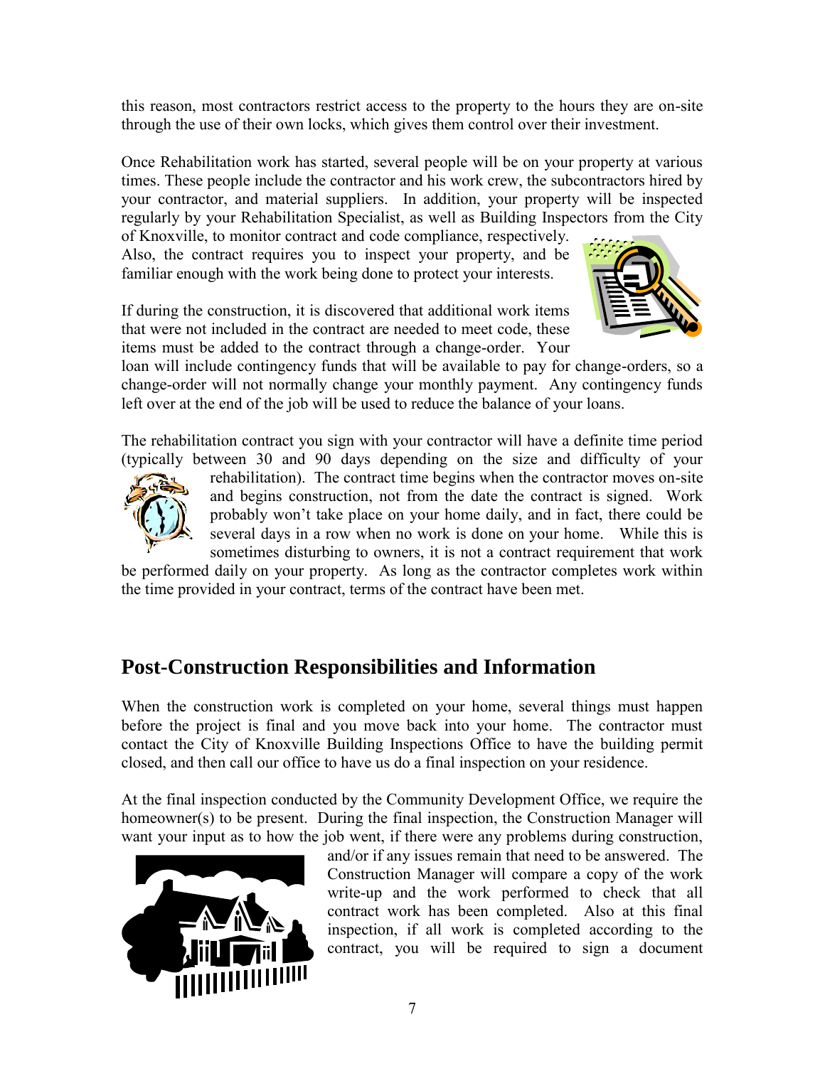this reason, most contractors restrict access to the property to the hours they are on-site through the use of their own locks, which gives them control over their investment.

Once Rehabilitation work has started, several people will be on your property at various times. These people include the contractor and his work crew, the subcontractors hired by your contractor, and material suppliers. In addition, your property will be inspected regularly by your Rehabilitation Specialist, as well as Building Inspectors from the City of Knoxville, to monitor contract and code compliance, respectively. Also, the contract requires you to inspect your property, and be familiar enough with the work being done to protect your interests.

If during the construction, it is discovered that additional work items that were not included in the contract are needed to meet code, these items must be added to the contract through a change-order. Your loan will include contingency funds that will be available to pay for change-orders, so a change-order will not normally change your monthly payment. Any contingency funds left over at the end of the job will be used to reduce the balance of your loans.

The rehabilitation contract you sign with your contractor will have a definite time period (typically between 30 and 90 days depending on the size and difficulty of your rehabilitation). The contract time begins when the contractor moves on-site and begins construction, not from the date the contract is signed. Work probably won't take place on your home daily, and in fact, there could be several days in a row when no work is done on your home. While this is sometimes disturbing to owners, it is not a contract requirement that work be performed daily on your property. As long as the contractor completes work within the time provided in your contract, terms of the contract have been met.

## Post-Construction Responsibilities and Information

When the construction work is completed on your home, several things must happen before the project is final and you move back into your home. The contractor must contact the City of Knoxville Building Inspections Office to have the building permit closed, and then call our office to have us do a final inspection on your residence.

At the final inspection conducted by the Community Development Office, we require the homeowner(s) to be present. During the final inspection, the Construction Manager will want your input as to how the job went, if there were any problems during construction, and/or if any issues remain that need to be answered. The Construction Manager will compare a copy of the work write-up and the work performed to check that all contract work has been completed. Also at this final inspection, if all work is completed according to the contract, you will be required to sign a document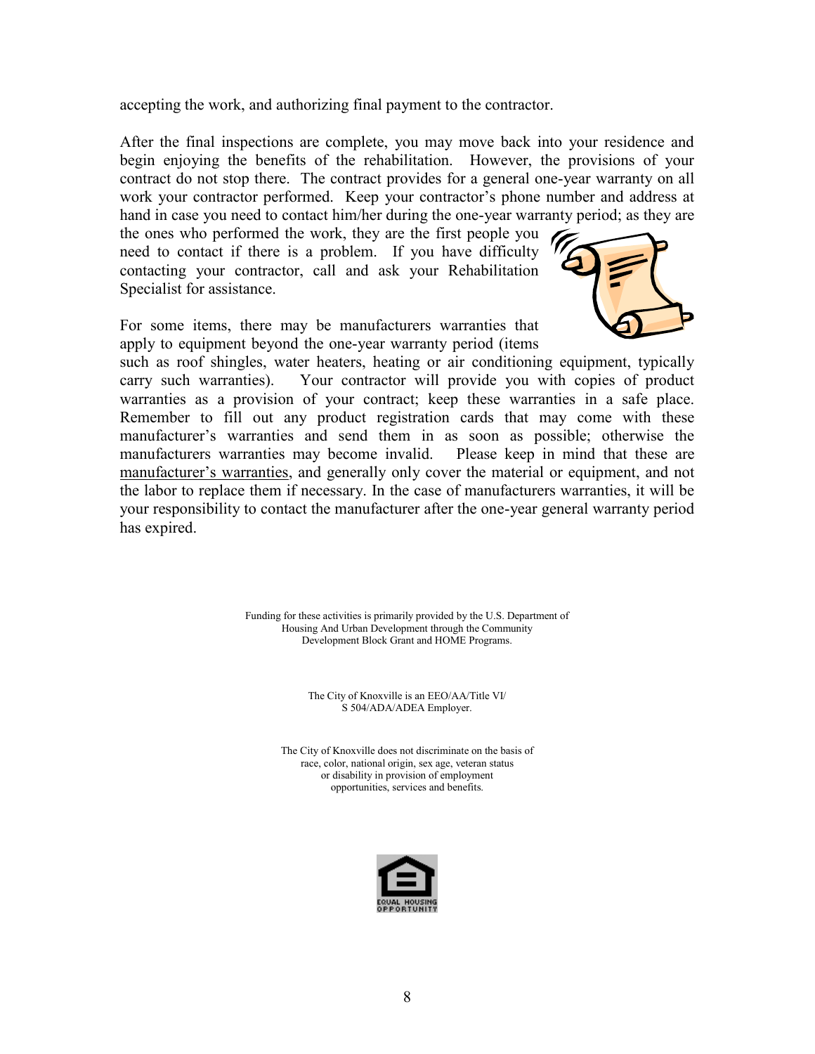accepting the work, and authorizing final payment to the contractor.

After the final inspections are complete, you may move back into your residence and begin enjoying the benefits of the rehabilitation. However, the provisions of your contract do not stop there. The contract provides for a general one-year warranty on all work your contractor performed. Keep your contractor's phone number and address at hand in case you need to contact him/her during the one-year warranty period; as they are the ones who performed the work, they are the first people you need to contact if there is a problem. If you have difficulty contacting your contractor, call and ask your Rehabilitation Specialist for assistance.

For some items, there may be manufacturers warranties that apply to equipment beyond the one-year warranty period (items such as roof shingles, water heaters, heating or air conditioning equipment, typically carry such warranties). Your contractor will provide you with copies of product warranties as a provision of your contract; keep these warranties in a safe place. Remember to fill out any product registration cards that may come with these manufacturer's warranties and send them in as soon as possible; otherwise the manufacturers warranties may become invalid. Please keep in mind that these are manufacturer's warranties, and generally only cover the material or equipment, and not the labor to replace them if necessary. In the case of manufacturers warranties, it will be your responsibility to contact the manufacturer after the one-year general warranty period has expired.

Funding for these activities is primarily provided by the U.S. Department of Housing And Urban Development through the Community Development Block Grant and HOME Programs.

The City of Knoxville is an EEO/AA/Title VI/ S 504/ADA/ADEA Employer.

The City of Knoxville does not discriminate on the basis of race, color, national origin, sex age, veteran status or disability in provision of employment opportunities, services and benefits.

EQUAL HOUSING OPPORTUNITY